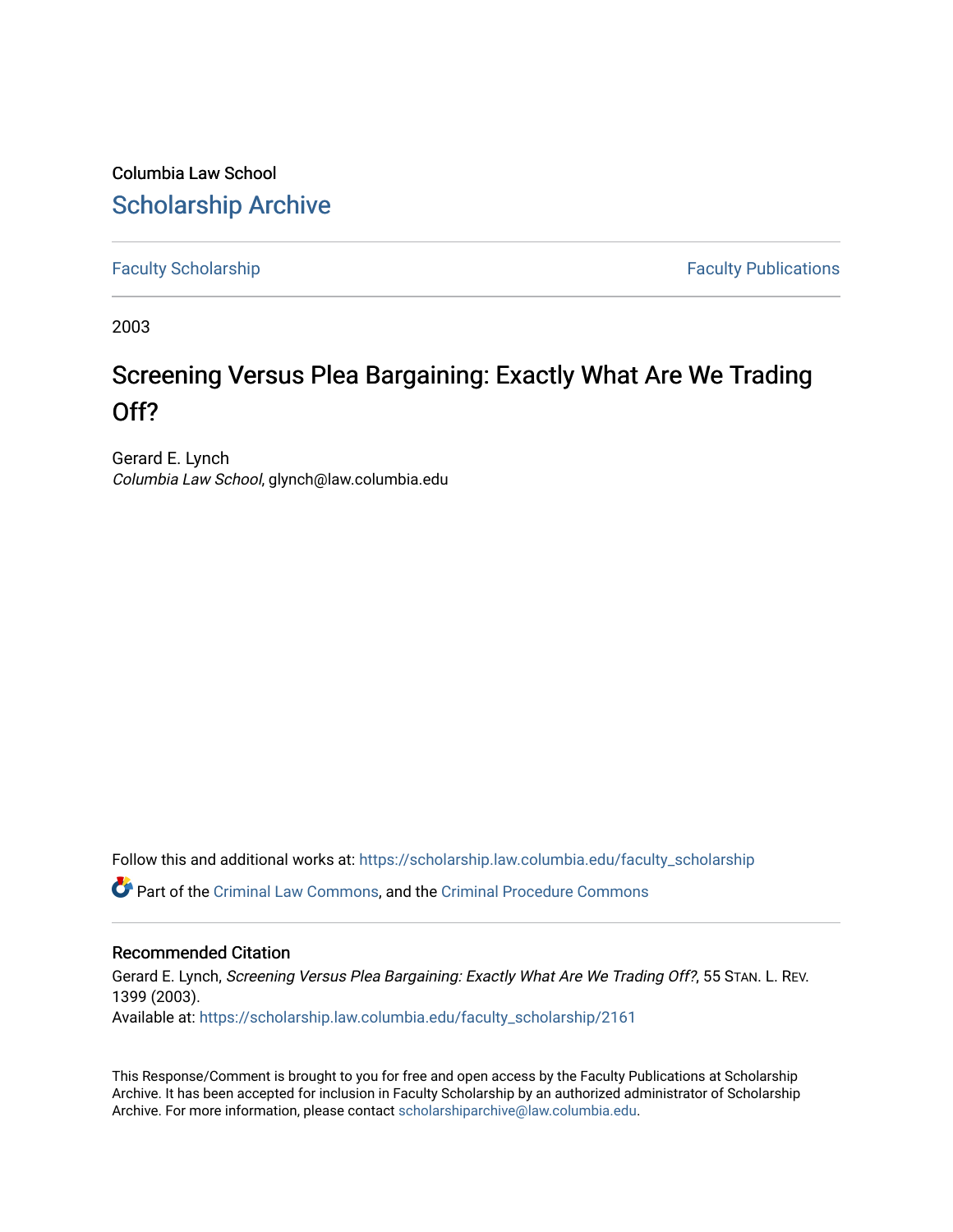Columbia Law School

# Scholarship Archive

Faculty Scholarship | Faculty Publications

2003

# Screening Versus Plea Bargaining: Exactly What Are We Trading Off?

Gerard E. Lynch
*Columbia Law School*, glynch@law.columbia.edu

Follow this and additional works at: https://scholarship.law.columbia.edu/faculty_scholarship

Part of the Criminal Law Commons, and the Criminal Procedure Commons

## Recommended Citation

Gerard E. Lynch, *Screening Versus Plea Bargaining: Exactly What Are We Trading Off?*, 55 STAN. L. REV. 1399 (2003).
Available at: https://scholarship.law.columbia.edu/faculty_scholarship/2161

This Response/Comment is brought to you for free and open access by the Faculty Publications at Scholarship Archive. It has been accepted for inclusion in Faculty Scholarship by an authorized administrator of Scholarship Archive. For more information, please contact scholarshiparchive@law.columbia.edu.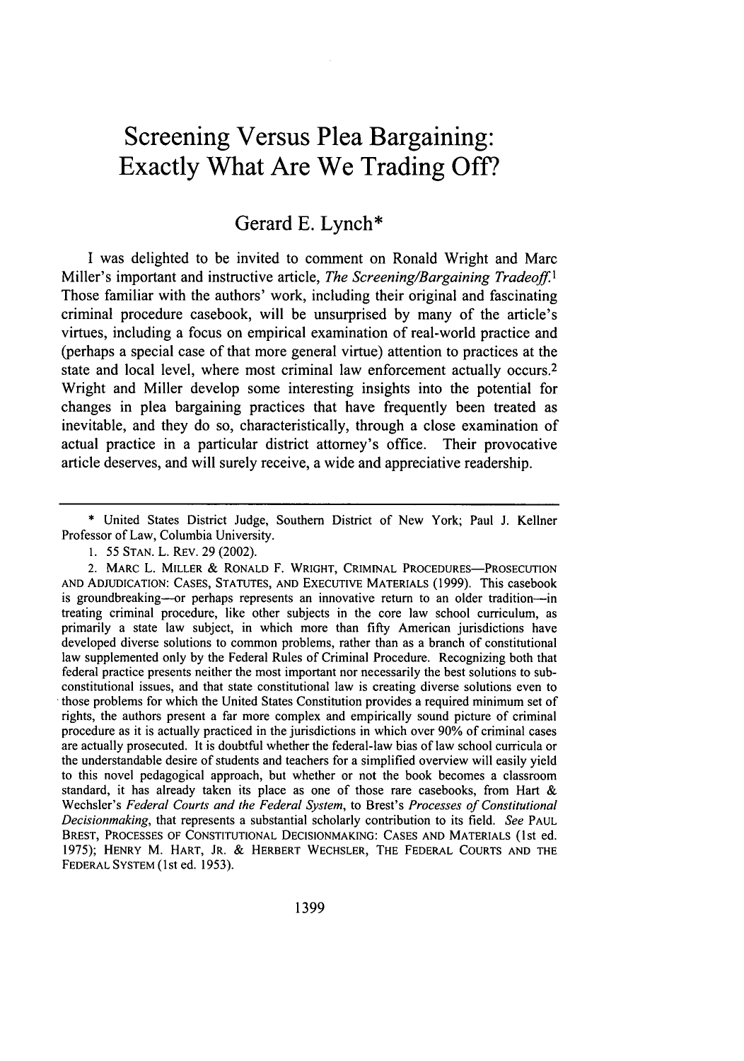# Screening Versus Plea Bargaining: Exactly What Are We Trading Off?

## Gerard E. Lynch*

I was delighted to be invited to comment on Ronald Wright and Marc Miller's important and instructive article, *The Screening/Bargaining Tradeoff*.[1] Those familiar with the authors' work, including their original and fascinating criminal procedure casebook, will be unsurprised by many of the article's virtues, including a focus on empirical examination of real-world practice and (perhaps a special case of that more general virtue) attention to practices at the state and local level, where most criminal law enforcement actually occurs.[2] Wright and Miller develop some interesting insights into the potential for changes in plea bargaining practices that have frequently been treated as inevitable, and they do so, characteristically, through a close examination of actual practice in a particular district attorney's office. Their provocative article deserves, and will surely receive, a wide and appreciative readership.

---

\* United States District Judge, Southern District of New York; Paul J. Kellner Professor of Law, Columbia University.

1. 55 STAN. L. REV. 29 (2002).

2. MARC L. MILLER & RONALD F. WRIGHT, CRIMINAL PROCEDURES—PROSECUTION AND ADJUDICATION: CASES, STATUTES, AND EXECUTIVE MATERIALS (1999). This casebook is groundbreaking—or perhaps represents an innovative return to an older tradition—in treating criminal procedure, like other subjects in the core law school curriculum, as primarily a state law subject, in which more than fifty American jurisdictions have developed diverse solutions to common problems, rather than as a branch of constitutional law supplemented only by the Federal Rules of Criminal Procedure. Recognizing both that federal practice presents neither the most important nor necessarily the best solutions to sub-constitutional issues, and that state constitutional law is creating diverse solutions even to those problems for which the United States Constitution provides a required minimum set of rights, the authors present a far more complex and empirically sound picture of criminal procedure as it is actually practiced in the jurisdictions in which over 90% of criminal cases are actually prosecuted. It is doubtful whether the federal-law bias of law school curricula or the understandable desire of students and teachers for a simplified overview will easily yield to this novel pedagogical approach, but whether or not the book becomes a classroom standard, it has already taken its place as one of those rare casebooks, from Hart & Wechsler's *Federal Courts and the Federal System*, to Brest's *Processes of Constitutional Decisionmaking*, that represents a substantial scholarly contribution to its field. *See* PAUL BREST, PROCESSES OF CONSTITUTIONAL DECISIONMAKING: CASES AND MATERIALS (1st ed. 1975); HENRY M. HART, JR. & HERBERT WECHSLER, THE FEDERAL COURTS AND THE FEDERAL SYSTEM (1st ed. 1953).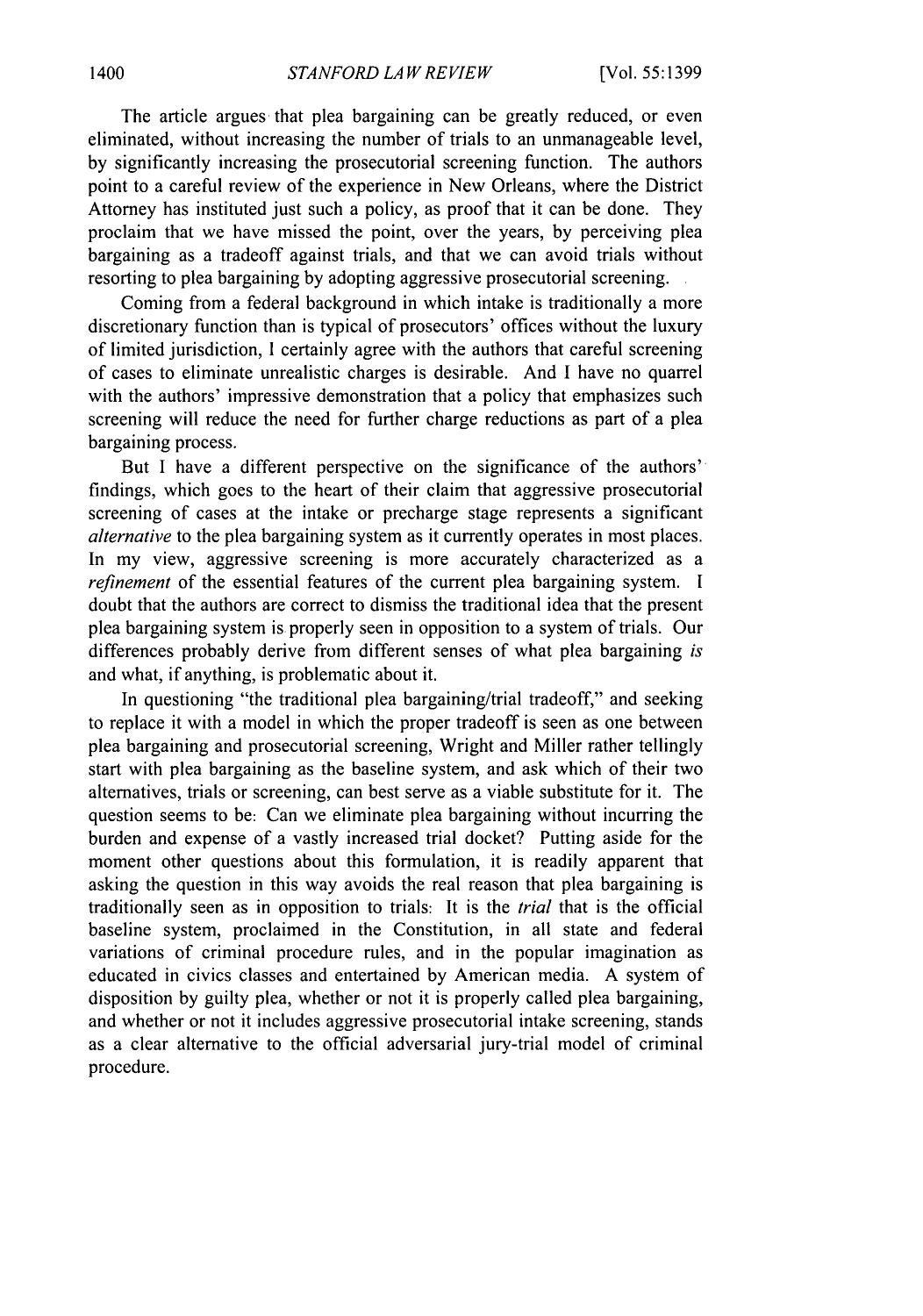The article argues that plea bargaining can be greatly reduced, or even eliminated, without increasing the number of trials to an unmanageable level, by significantly increasing the prosecutorial screening function. The authors point to a careful review of the experience in New Orleans, where the District Attorney has instituted just such a policy, as proof that it can be done. They proclaim that we have missed the point, over the years, by perceiving plea bargaining as a tradeoff against trials, and that we can avoid trials without resorting to plea bargaining by adopting aggressive prosecutorial screening.

Coming from a federal background in which intake is traditionally a more discretionary function than is typical of prosecutors' offices without the luxury of limited jurisdiction, I certainly agree with the authors that careful screening of cases to eliminate unrealistic charges is desirable. And I have no quarrel with the authors' impressive demonstration that a policy that emphasizes such screening will reduce the need for further charge reductions as part of a plea bargaining process.

But I have a different perspective on the significance of the authors' findings, which goes to the heart of their claim that aggressive prosecutorial screening of cases at the intake or precharge stage represents a significant *alternative* to the plea bargaining system as it currently operates in most places. In my view, aggressive screening is more accurately characterized as a *refinement* of the essential features of the current plea bargaining system. I doubt that the authors are correct to dismiss the traditional idea that the present plea bargaining system is properly seen in opposition to a system of trials. Our differences probably derive from different senses of what plea bargaining *is* and what, if anything, is problematic about it.

In questioning "the traditional plea bargaining/trial tradeoff," and seeking to replace it with a model in which the proper tradeoff is seen as one between plea bargaining and prosecutorial screening, Wright and Miller rather tellingly start with plea bargaining as the baseline system, and ask which of their two alternatives, trials or screening, can best serve as a viable substitute for it. The question seems to be: Can we eliminate plea bargaining without incurring the burden and expense of a vastly increased trial docket? Putting aside for the moment other questions about this formulation, it is readily apparent that asking the question in this way avoids the real reason that plea bargaining is traditionally seen as in opposition to trials: It is the *trial* that is the official baseline system, proclaimed in the Constitution, in all state and federal variations of criminal procedure rules, and in the popular imagination as educated in civics classes and entertained by American media. A system of disposition by guilty plea, whether or not it is properly called plea bargaining, and whether or not it includes aggressive prosecutorial intake screening, stands as a clear alternative to the official adversarial jury-trial model of criminal procedure.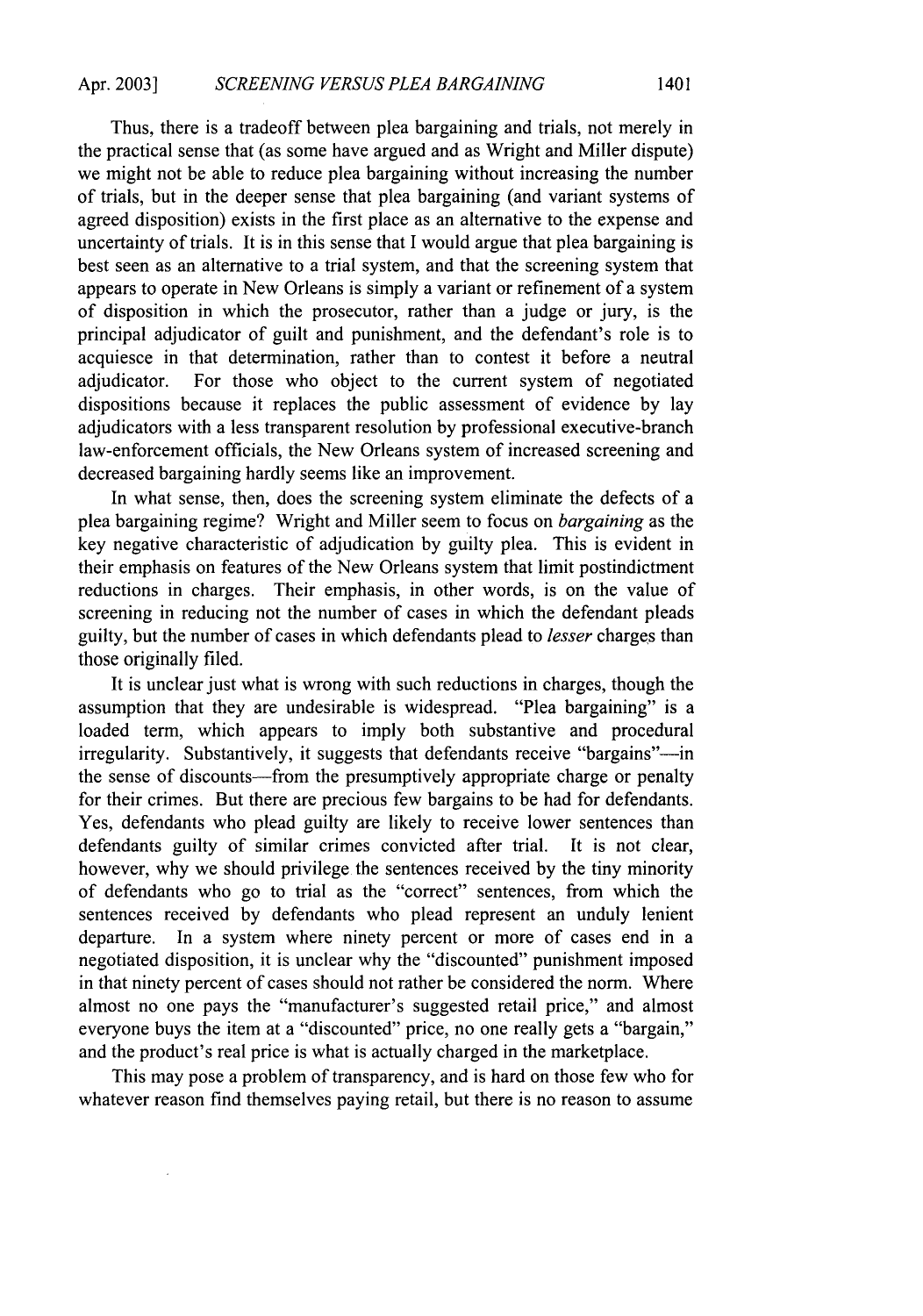Thus, there is a tradeoff between plea bargaining and trials, not merely in the practical sense that (as some have argued and as Wright and Miller dispute) we might not be able to reduce plea bargaining without increasing the number of trials, but in the deeper sense that plea bargaining (and variant systems of agreed disposition) exists in the first place as an alternative to the expense and uncertainty of trials. It is in this sense that I would argue that plea bargaining is best seen as an alternative to a trial system, and that the screening system that appears to operate in New Orleans is simply a variant or refinement of a system of disposition in which the prosecutor, rather than a judge or jury, is the principal adjudicator of guilt and punishment, and the defendant's role is to acquiesce in that determination, rather than to contest it before a neutral adjudicator. For those who object to the current system of negotiated dispositions because it replaces the public assessment of evidence by lay adjudicators with a less transparent resolution by professional executive-branch law-enforcement officials, the New Orleans system of increased screening and decreased bargaining hardly seems like an improvement.

In what sense, then, does the screening system eliminate the defects of a plea bargaining regime? Wright and Miller seem to focus on *bargaining* as the key negative characteristic of adjudication by guilty plea. This is evident in their emphasis on features of the New Orleans system that limit postindictment reductions in charges. Their emphasis, in other words, is on the value of screening in reducing not the number of cases in which the defendant pleads guilty, but the number of cases in which defendants plead to *lesser* charges than those originally filed.

It is unclear just what is wrong with such reductions in charges, though the assumption that they are undesirable is widespread. "Plea bargaining" is a loaded term, which appears to imply both substantive and procedural irregularity. Substantively, it suggests that defendants receive "bargains"—in the sense of discounts—from the presumptively appropriate charge or penalty for their crimes. But there are precious few bargains to be had for defendants. Yes, defendants who plead guilty are likely to receive lower sentences than defendants guilty of similar crimes convicted after trial. It is not clear, however, why we should privilege the sentences received by the tiny minority of defendants who go to trial as the "correct" sentences, from which the sentences received by defendants who plead represent an unduly lenient departure. In a system where ninety percent or more of cases end in a negotiated disposition, it is unclear why the "discounted" punishment imposed in that ninety percent of cases should not rather be considered the norm. Where almost no one pays the "manufacturer's suggested retail price," and almost everyone buys the item at a "discounted" price, no one really gets a "bargain," and the product's real price is what is actually charged in the marketplace.

This may pose a problem of transparency, and is hard on those few who for whatever reason find themselves paying retail, but there is no reason to assume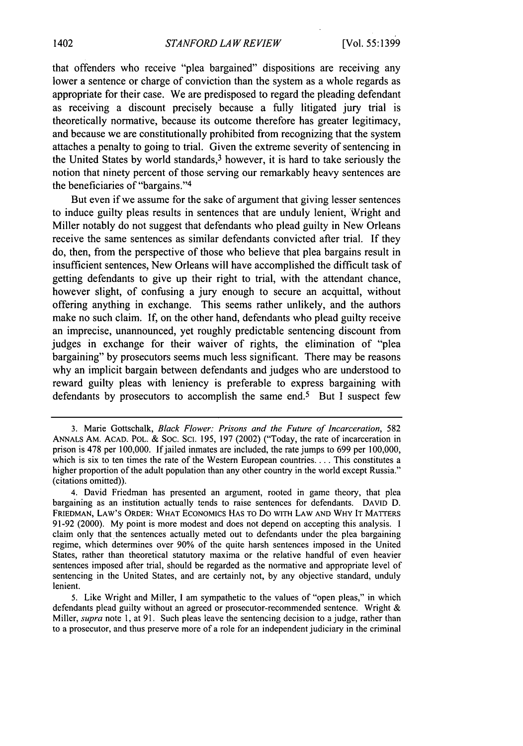that offenders who receive "plea bargained" dispositions are receiving any lower a sentence or charge of conviction than the system as a whole regards as appropriate for their case. We are predisposed to regard the pleading defendant as receiving a discount precisely because a fully litigated jury trial is theoretically normative, because its outcome therefore has greater legitimacy, and because we are constitutionally prohibited from recognizing that the system attaches a penalty to going to trial. Given the extreme severity of sentencing in the United States by world standards,[3] however, it is hard to take seriously the notion that ninety percent of those serving our remarkably heavy sentences are the beneficiaries of "bargains."[4]

But even if we assume for the sake of argument that giving lesser sentences to induce guilty pleas results in sentences that are unduly lenient, Wright and Miller notably do not suggest that defendants who plead guilty in New Orleans receive the same sentences as similar defendants convicted after trial. If they do, then, from the perspective of those who believe that plea bargains result in insufficient sentences, New Orleans will have accomplished the difficult task of getting defendants to give up their right to trial, with the attendant chance, however slight, of confusing a jury enough to secure an acquittal, without offering anything in exchange. This seems rather unlikely, and the authors make no such claim. If, on the other hand, defendants who plead guilty receive an imprecise, unannounced, yet roughly predictable sentencing discount from judges in exchange for their waiver of rights, the elimination of "plea bargaining" by prosecutors seems much less significant. There may be reasons why an implicit bargain between defendants and judges who are understood to reward guilty pleas with leniency is preferable to express bargaining with defendants by prosecutors to accomplish the same end.[5] But I suspect few

---

3. Marie Gottschalk, *Black Flower: Prisons and the Future of Incarceration*, 582 ANNALS AM. ACAD. POL. & SOC. SCI. 195, 197 (2002) ("Today, the rate of incarceration in prison is 478 per 100,000. If jailed inmates are included, the rate jumps to 699 per 100,000, which is six to ten times the rate of the Western European countries. . . . This constitutes a higher proportion of the adult population than any other country in the world except Russia." (citations omitted)).

4. David Friedman has presented an argument, rooted in game theory, that plea bargaining as an institution actually tends to raise sentences for defendants. DAVID D. FRIEDMAN, LAW'S ORDER: WHAT ECONOMICS HAS TO DO WITH LAW AND WHY IT MATTERS 91-92 (2000). My point is more modest and does not depend on accepting this analysis. I claim only that the sentences actually meted out to defendants under the plea bargaining regime, which determines over 90% of the quite harsh sentences imposed in the United States, rather than theoretical statutory maxima or the relative handful of even heavier sentences imposed after trial, should be regarded as the normative and appropriate level of sentencing in the United States, and are certainly not, by any objective standard, unduly lenient.

5. Like Wright and Miller, I am sympathetic to the values of "open pleas," in which defendants plead guilty without an agreed or prosecutor-recommended sentence. Wright & Miller, *supra* note 1, at 91. Such pleas leave the sentencing decision to a judge, rather than to a prosecutor, and thus preserve more of a role for an independent judiciary in the criminal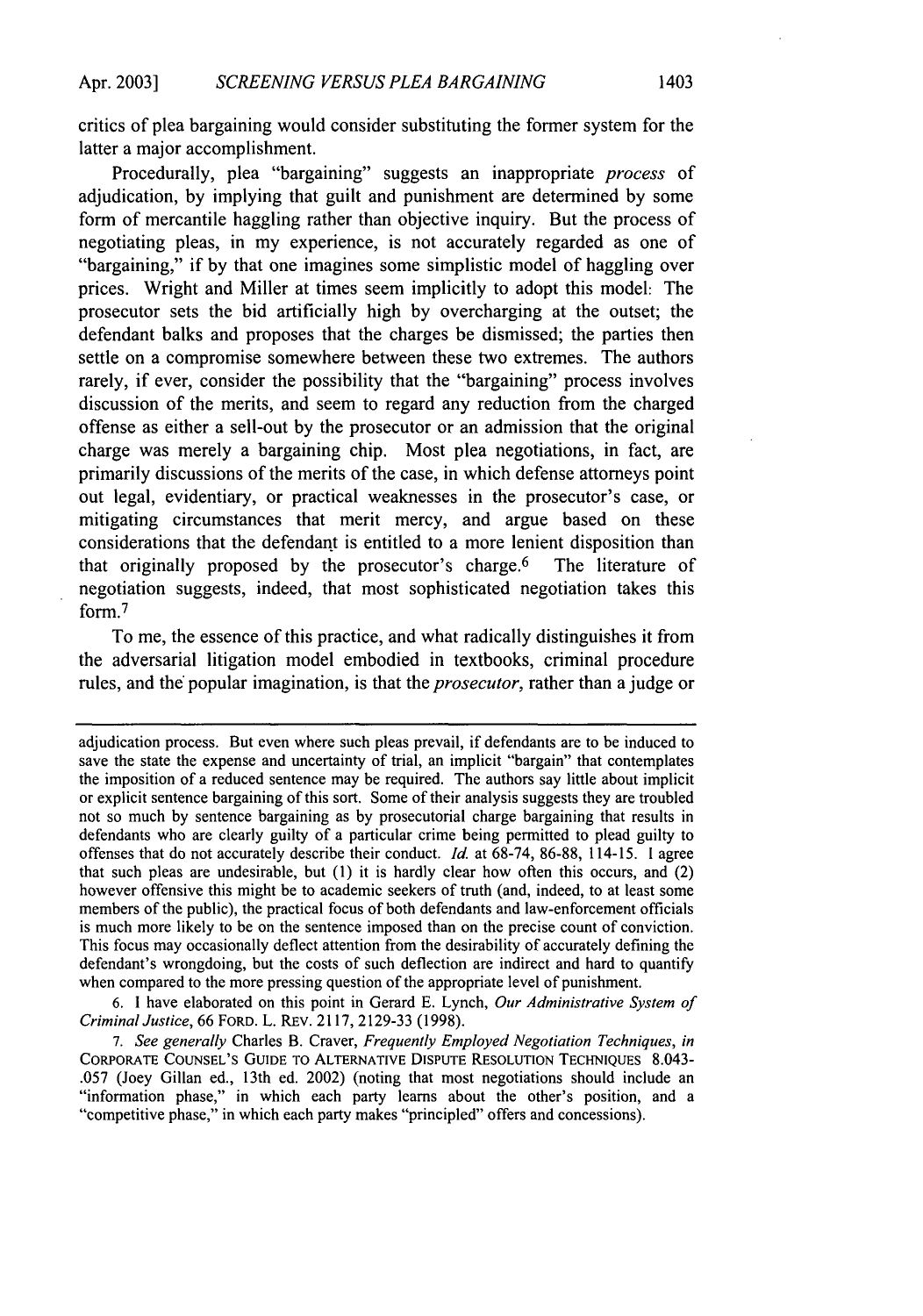critics of plea bargaining would consider substituting the former system for the latter a major accomplishment.

Procedurally, plea "bargaining" suggests an inappropriate *process* of adjudication, by implying that guilt and punishment are determined by some form of mercantile haggling rather than objective inquiry. But the process of negotiating pleas, in my experience, is not accurately regarded as one of "bargaining," if by that one imagines some simplistic model of haggling over prices. Wright and Miller at times seem implicitly to adopt this model: The prosecutor sets the bid artificially high by overcharging at the outset; the defendant balks and proposes that the charges be dismissed; the parties then settle on a compromise somewhere between these two extremes. The authors rarely, if ever, consider the possibility that the "bargaining" process involves discussion of the merits, and seem to regard any reduction from the charged offense as either a sell-out by the prosecutor or an admission that the original charge was merely a bargaining chip. Most plea negotiations, in fact, are primarily discussions of the merits of the case, in which defense attorneys point out legal, evidentiary, or practical weaknesses in the prosecutor's case, or mitigating circumstances that merit mercy, and argue based on these considerations that the defendant is entitled to a more lenient disposition than that originally proposed by the prosecutor's charge.[6] The literature of negotiation suggests, indeed, that most sophisticated negotiation takes this form.[7]

To me, the essence of this practice, and what radically distinguishes it from the adversarial litigation model embodied in textbooks, criminal procedure rules, and the popular imagination, is that the *prosecutor*, rather than a judge or

---

adjudication process. But even where such pleas prevail, if defendants are to be induced to save the state the expense and uncertainty of trial, an implicit "bargain" that contemplates the imposition of a reduced sentence may be required. The authors say little about implicit or explicit sentence bargaining of this sort. Some of their analysis suggests they are troubled not so much by sentence bargaining as by prosecutorial charge bargaining that results in defendants who are clearly guilty of a particular crime being permitted to plead guilty to offenses that do not accurately describe their conduct. *Id.* at 68-74, 86-88, 114-15. I agree that such pleas are undesirable, but (1) it is hardly clear how often this occurs, and (2) however offensive this might be to academic seekers of truth (and, indeed, to at least some members of the public), the practical focus of both defendants and law-enforcement officials is much more likely to be on the sentence imposed than on the precise count of conviction. This focus may occasionally deflect attention from the desirability of accurately defining the defendant's wrongdoing, but the costs of such deflection are indirect and hard to quantify when compared to the more pressing question of the appropriate level of punishment.

6. I have elaborated on this point in Gerard E. Lynch, *Our Administrative System of Criminal Justice*, 66 FORD. L. REV. 2117, 2129-33 (1998).

7. *See generally* Charles B. Craver, *Frequently Employed Negotiation Techniques*, *in* CORPORATE COUNSEL'S GUIDE TO ALTERNATIVE DISPUTE RESOLUTION TECHNIQUES 8.043-.057 (Joey Gillan ed., 13th ed. 2002) (noting that most negotiations should include an "information phase," in which each party learns about the other's position, and a "competitive phase," in which each party makes "principled" offers and concessions).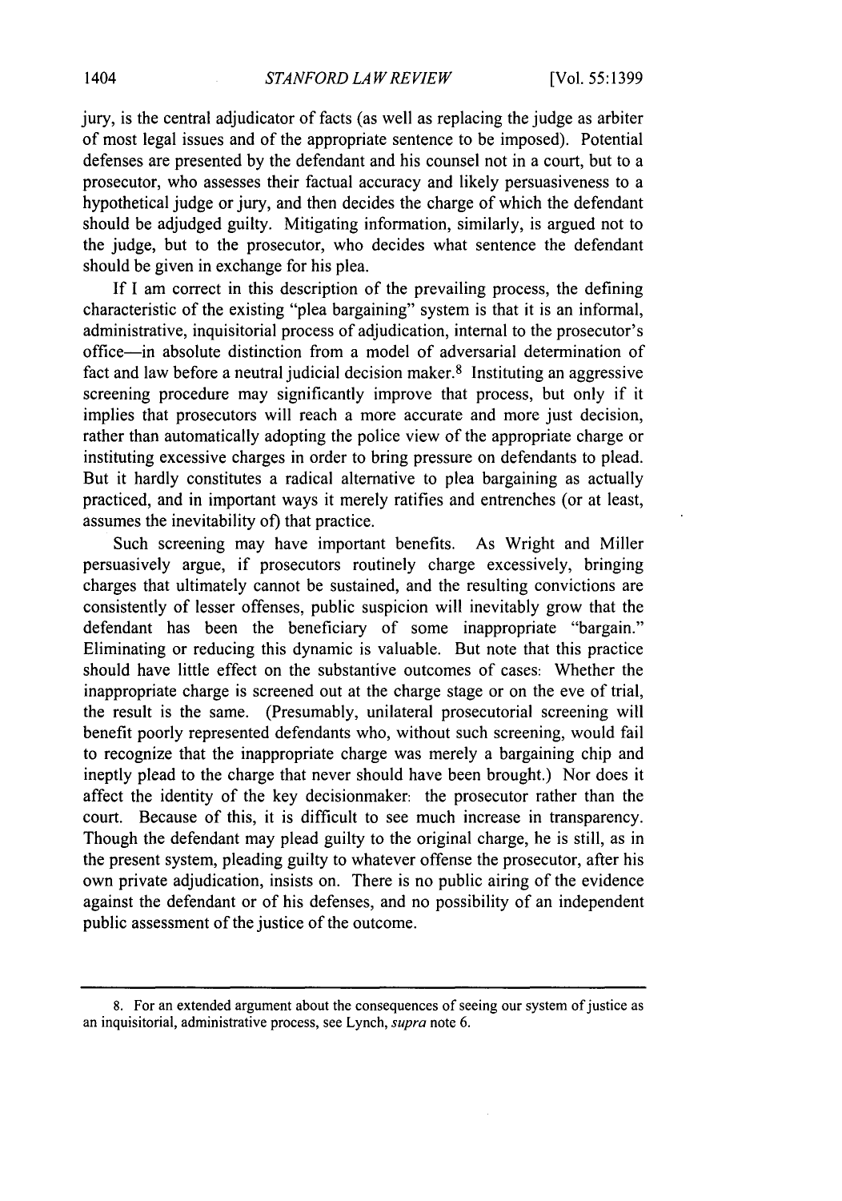jury, is the central adjudicator of facts (as well as replacing the judge as arbiter of most legal issues and of the appropriate sentence to be imposed). Potential defenses are presented by the defendant and his counsel not in a court, but to a prosecutor, who assesses their factual accuracy and likely persuasiveness to a hypothetical judge or jury, and then decides the charge of which the defendant should be adjudged guilty. Mitigating information, similarly, is argued not to the judge, but to the prosecutor, who decides what sentence the defendant should be given in exchange for his plea.

If I am correct in this description of the prevailing process, the defining characteristic of the existing "plea bargaining" system is that it is an informal, administrative, inquisitorial process of adjudication, internal to the prosecutor's office—in absolute distinction from a model of adversarial determination of fact and law before a neutral judicial decision maker.[8] Instituting an aggressive screening procedure may significantly improve that process, but only if it implies that prosecutors will reach a more accurate and more just decision, rather than automatically adopting the police view of the appropriate charge or instituting excessive charges in order to bring pressure on defendants to plead. But it hardly constitutes a radical alternative to plea bargaining as actually practiced, and in important ways it merely ratifies and entrenches (or at least, assumes the inevitability of) that practice.

Such screening may have important benefits. As Wright and Miller persuasively argue, if prosecutors routinely charge excessively, bringing charges that ultimately cannot be sustained, and the resulting convictions are consistently of lesser offenses, public suspicion will inevitably grow that the defendant has been the beneficiary of some inappropriate "bargain." Eliminating or reducing this dynamic is valuable. But note that this practice should have little effect on the substantive outcomes of cases: Whether the inappropriate charge is screened out at the charge stage or on the eve of trial, the result is the same. (Presumably, unilateral prosecutorial screening will benefit poorly represented defendants who, without such screening, would fail to recognize that the inappropriate charge was merely a bargaining chip and ineptly plead to the charge that never should have been brought.) Nor does it affect the identity of the key decisionmaker: the prosecutor rather than the court. Because of this, it is difficult to see much increase in transparency. Though the defendant may plead guilty to the original charge, he is still, as in the present system, pleading guilty to whatever offense the prosecutor, after his own private adjudication, insists on. There is no public airing of the evidence against the defendant or of his defenses, and no possibility of an independent public assessment of the justice of the outcome.

---

8. For an extended argument about the consequences of seeing our system of justice as an inquisitorial, administrative process, see Lynch, *supra* note 6.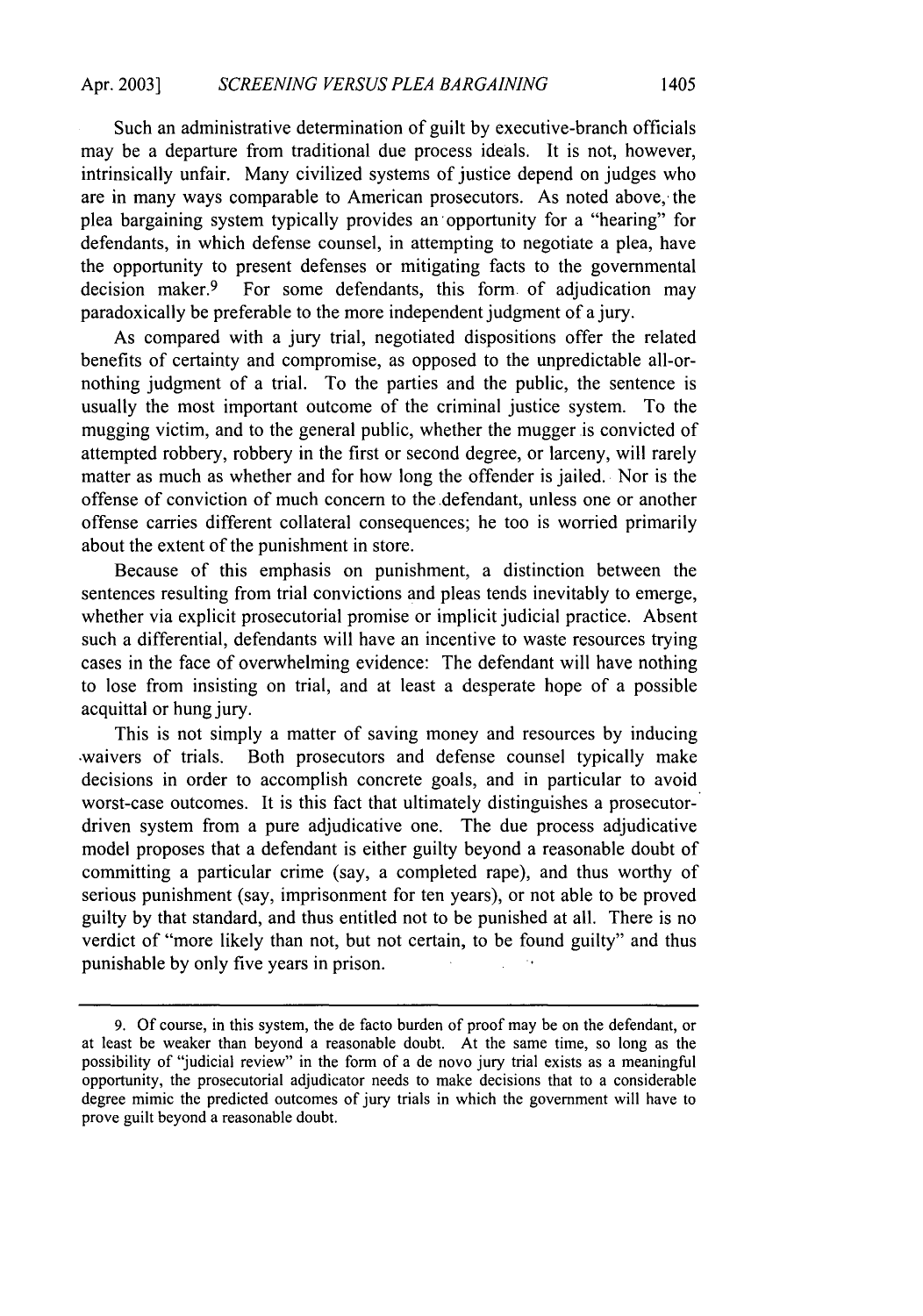Such an administrative determination of guilt by executive-branch officials may be a departure from traditional due process ideals. It is not, however, intrinsically unfair. Many civilized systems of justice depend on judges who are in many ways comparable to American prosecutors. As noted above, the plea bargaining system typically provides an opportunity for a "hearing" for defendants, in which defense counsel, in attempting to negotiate a plea, have the opportunity to present defenses or mitigating facts to the governmental decision maker.[9] For some defendants, this form of adjudication may paradoxically be preferable to the more independent judgment of a jury.

As compared with a jury trial, negotiated dispositions offer the related benefits of certainty and compromise, as opposed to the unpredictable all-or-nothing judgment of a trial. To the parties and the public, the sentence is usually the most important outcome of the criminal justice system. To the mugging victim, and to the general public, whether the mugger is convicted of attempted robbery, robbery in the first or second degree, or larceny, will rarely matter as much as whether and for how long the offender is jailed. Nor is the offense of conviction of much concern to the defendant, unless one or another offense carries different collateral consequences; he too is worried primarily about the extent of the punishment in store.

Because of this emphasis on punishment, a distinction between the sentences resulting from trial convictions and pleas tends inevitably to emerge, whether via explicit prosecutorial promise or implicit judicial practice. Absent such a differential, defendants will have an incentive to waste resources trying cases in the face of overwhelming evidence: The defendant will have nothing to lose from insisting on trial, and at least a desperate hope of a possible acquittal or hung jury.

This is not simply a matter of saving money and resources by inducing waivers of trials. Both prosecutors and defense counsel typically make decisions in order to accomplish concrete goals, and in particular to avoid worst-case outcomes. It is this fact that ultimately distinguishes a prosecutor-driven system from a pure adjudicative one. The due process adjudicative model proposes that a defendant is either guilty beyond a reasonable doubt of committing a particular crime (say, a completed rape), and thus worthy of serious punishment (say, imprisonment for ten years), or not able to be proved guilty by that standard, and thus entitled not to be punished at all. There is no verdict of "more likely than not, but not certain, to be found guilty" and thus punishable by only five years in prison.

---

9. Of course, in this system, the de facto burden of proof may be on the defendant, or at least be weaker than beyond a reasonable doubt. At the same time, so long as the possibility of "judicial review" in the form of a de novo jury trial exists as a meaningful opportunity, the prosecutorial adjudicator needs to make decisions that to a considerable degree mimic the predicted outcomes of jury trials in which the government will have to prove guilt beyond a reasonable doubt.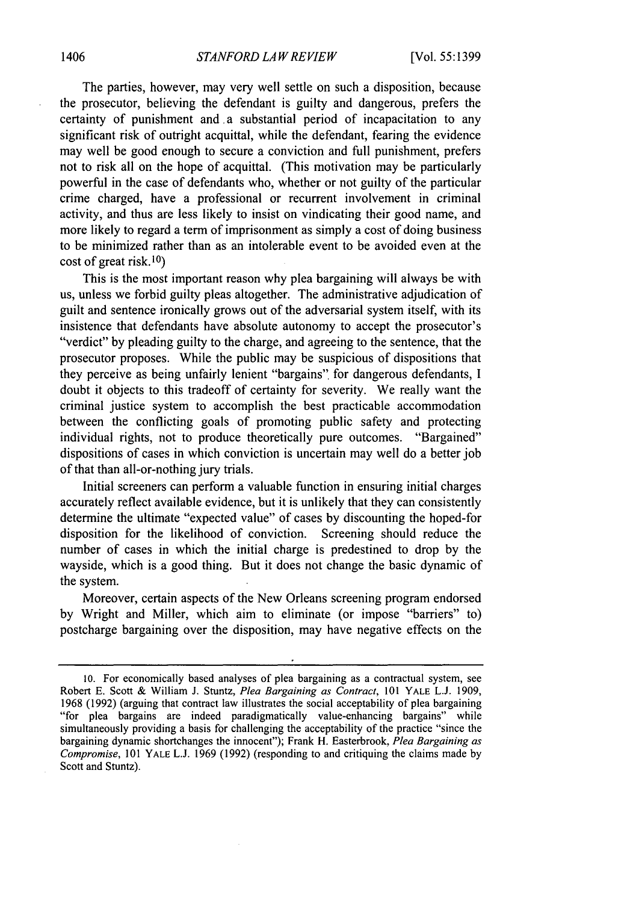The parties, however, may very well settle on such a disposition, because the prosecutor, believing the defendant is guilty and dangerous, prefers the certainty of punishment and a substantial period of incapacitation to any significant risk of outright acquittal, while the defendant, fearing the evidence may well be good enough to secure a conviction and full punishment, prefers not to risk all on the hope of acquittal. (This motivation may be particularly powerful in the case of defendants who, whether or not guilty of the particular crime charged, have a professional or recurrent involvement in criminal activity, and thus are less likely to insist on vindicating their good name, and more likely to regard a term of imprisonment as simply a cost of doing business to be minimized rather than as an intolerable event to be avoided even at the cost of great risk.[10])

This is the most important reason why plea bargaining will always be with us, unless we forbid guilty pleas altogether. The administrative adjudication of guilt and sentence ironically grows out of the adversarial system itself, with its insistence that defendants have absolute autonomy to accept the prosecutor's "verdict" by pleading guilty to the charge, and agreeing to the sentence, that the prosecutor proposes. While the public may be suspicious of dispositions that they perceive as being unfairly lenient "bargains" for dangerous defendants, I doubt it objects to this tradeoff of certainty for severity. We really want the criminal justice system to accomplish the best practicable accommodation between the conflicting goals of promoting public safety and protecting individual rights, not to produce theoretically pure outcomes. "Bargained" dispositions of cases in which conviction is uncertain may well do a better job of that than all-or-nothing jury trials.

Initial screeners can perform a valuable function in ensuring initial charges accurately reflect available evidence, but it is unlikely that they can consistently determine the ultimate "expected value" of cases by discounting the hoped-for disposition for the likelihood of conviction. Screening should reduce the number of cases in which the initial charge is predestined to drop by the wayside, which is a good thing. But it does not change the basic dynamic of the system.

Moreover, certain aspects of the New Orleans screening program endorsed by Wright and Miller, which aim to eliminate (or impose "barriers" to) postcharge bargaining over the disposition, may have negative effects on the

---

10. For economically based analyses of plea bargaining as a contractual system, see Robert E. Scott & William J. Stuntz, *Plea Bargaining as Contract*, 101 YALE L.J. 1909, 1968 (1992) (arguing that contract law illustrates the social acceptability of plea bargaining "for plea bargains are indeed paradigmatically value-enhancing bargains" while simultaneously providing a basis for challenging the acceptability of the practice "since the bargaining dynamic shortchanges the innocent"); Frank H. Easterbrook, *Plea Bargaining as Compromise*, 101 YALE L.J. 1969 (1992) (responding to and critiquing the claims made by Scott and Stuntz).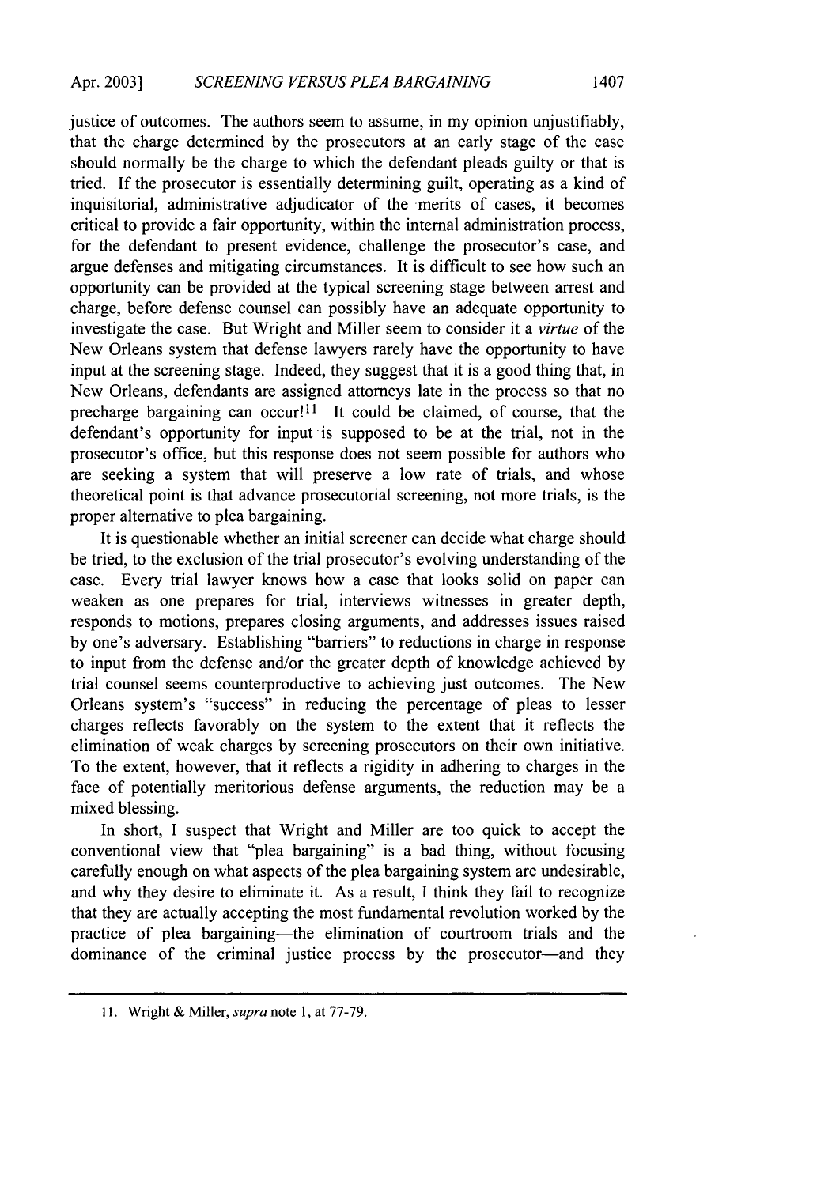justice of outcomes. The authors seem to assume, in my opinion unjustifiably, that the charge determined by the prosecutors at an early stage of the case should normally be the charge to which the defendant pleads guilty or that is tried. If the prosecutor is essentially determining guilt, operating as a kind of inquisitorial, administrative adjudicator of the merits of cases, it becomes critical to provide a fair opportunity, within the internal administration process, for the defendant to present evidence, challenge the prosecutor's case, and argue defenses and mitigating circumstances. It is difficult to see how such an opportunity can be provided at the typical screening stage between arrest and charge, before defense counsel can possibly have an adequate opportunity to investigate the case. But Wright and Miller seem to consider it a *virtue* of the New Orleans system that defense lawyers rarely have the opportunity to have input at the screening stage. Indeed, they suggest that it is a good thing that, in New Orleans, defendants are assigned attorneys late in the process so that no precharge bargaining can occur![11] It could be claimed, of course, that the defendant's opportunity for input is supposed to be at the trial, not in the prosecutor's office, but this response does not seem possible for authors who are seeking a system that will preserve a low rate of trials, and whose theoretical point is that advance prosecutorial screening, not more trials, is the proper alternative to plea bargaining.

It is questionable whether an initial screener can decide what charge should be tried, to the exclusion of the trial prosecutor's evolving understanding of the case. Every trial lawyer knows how a case that looks solid on paper can weaken as one prepares for trial, interviews witnesses in greater depth, responds to motions, prepares closing arguments, and addresses issues raised by one's adversary. Establishing "barriers" to reductions in charge in response to input from the defense and/or the greater depth of knowledge achieved by trial counsel seems counterproductive to achieving just outcomes. The New Orleans system's "success" in reducing the percentage of pleas to lesser charges reflects favorably on the system to the extent that it reflects the elimination of weak charges by screening prosecutors on their own initiative. To the extent, however, that it reflects a rigidity in adhering to charges in the face of potentially meritorious defense arguments, the reduction may be a mixed blessing.

In short, I suspect that Wright and Miller are too quick to accept the conventional view that "plea bargaining" is a bad thing, without focusing carefully enough on what aspects of the plea bargaining system are undesirable, and why they desire to eliminate it. As a result, I think they fail to recognize that they are actually accepting the most fundamental revolution worked by the practice of plea bargaining—the elimination of courtroom trials and the dominance of the criminal justice process by the prosecutor—and they

---

11. Wright & Miller, *supra* note 1, at 77-79.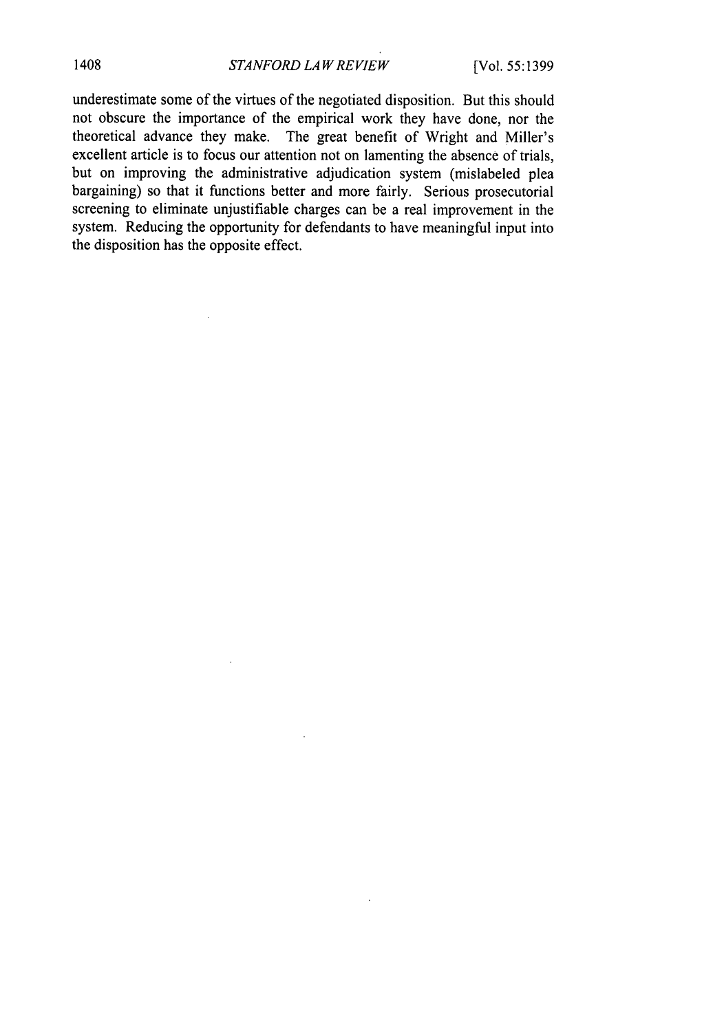underestimate some of the virtues of the negotiated disposition. But this should not obscure the importance of the empirical work they have done, nor the theoretical advance they make. The great benefit of Wright and Miller's excellent article is to focus our attention not on lamenting the absence of trials, but on improving the administrative adjudication system (mislabeled plea bargaining) so that it functions better and more fairly. Serious prosecutorial screening to eliminate unjustifiable charges can be a real improvement in the system. Reducing the opportunity for defendants to have meaningful input into the disposition has the opposite effect.